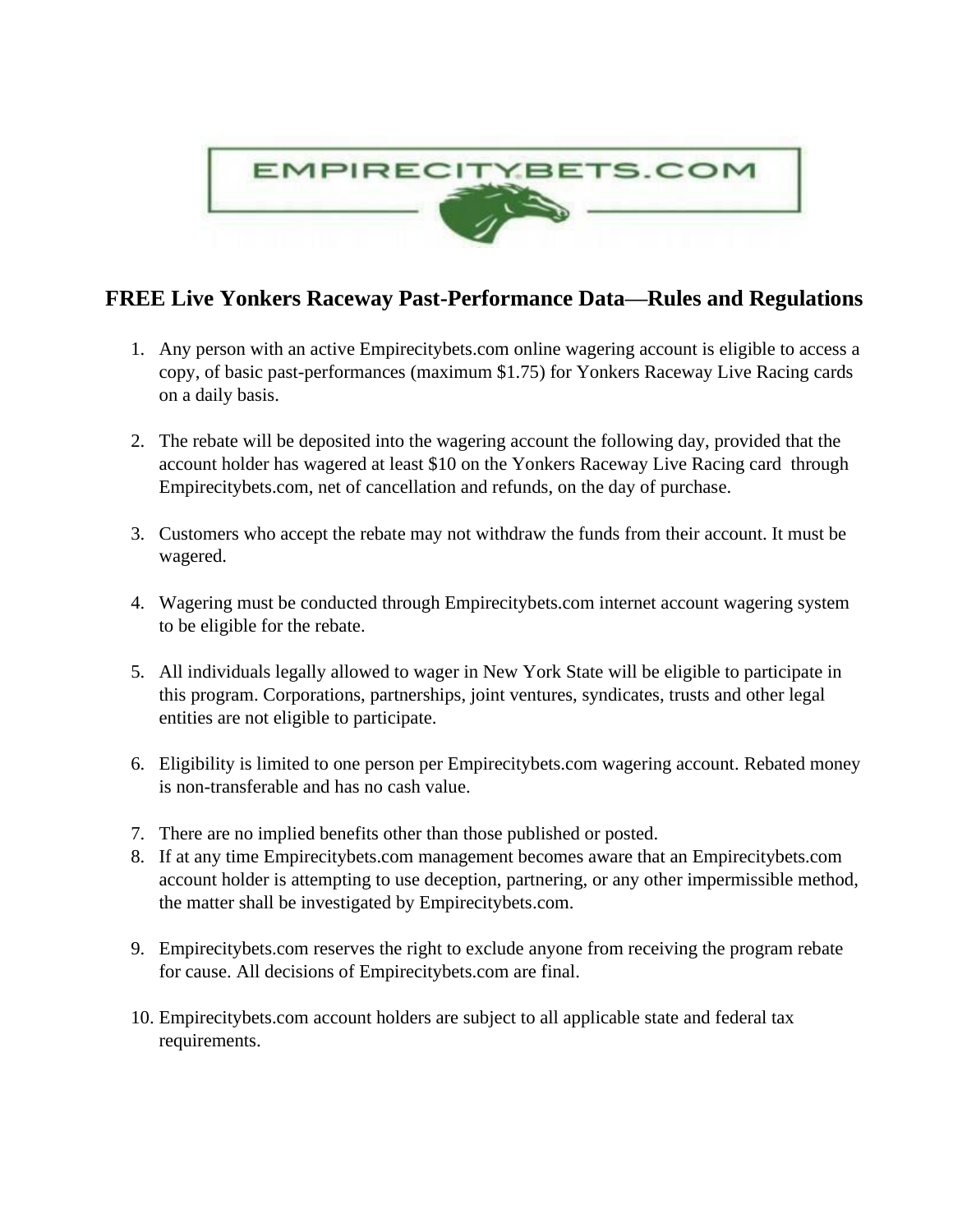EMPIRECITYBETS.COM

## FREE Live Yonkers Raceway Past-Performance Data—Rules and Regulations

1. Any person with an active Empirecitybets.com online wagering account is eligible to access a copy, of basic past-performances (maximum $1.75) for Yonkers Raceway Live Racing cards on a daily basis.

2. The rebate will be deposited into the wagering account the following day, provided that the account holder has wagered at least $10 on the Yonkers Raceway Live Racing card through Empirecitybets.com, net of cancellation and refunds, on the day of purchase.

3. Customers who accept the rebate may not withdraw the funds from their account. It must be wagered.

4. Wagering must be conducted through Empirecitybets.com internet account wagering system to be eligible for the rebate.

5. All individuals legally allowed to wager in New York State will be eligible to participate in this program. Corporations, partnerships, joint ventures, syndicates, trusts and other legal entities are not eligible to participate.

6. Eligibility is limited to one person per Empirecitybets.com wagering account. Rebated money is non-transferable and has no cash value.

7. There are no implied benefits other than those published or posted.

8. If at any time Empirecitybets.com management becomes aware that an Empirecitybets.com account holder is attempting to use deception, partnering, or any other impermissible method, the matter shall be investigated by Empirecitybets.com.

9. Empirecitybets.com reserves the right to exclude anyone from receiving the program rebate for cause. All decisions of Empirecitybets.com are final.

10. Empirecitybets.com account holders are subject to all applicable state and federal tax requirements.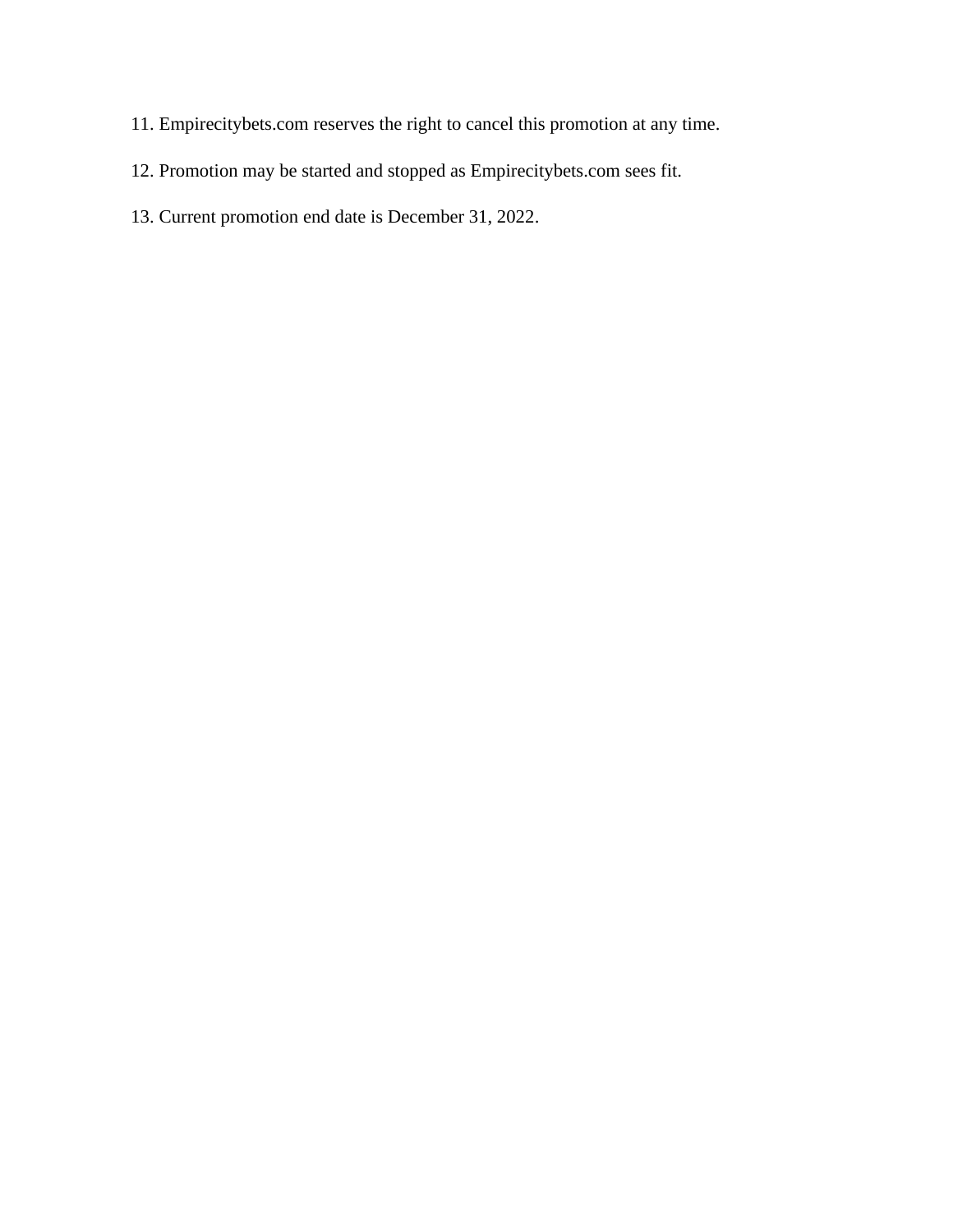11. Empirecitybets.com reserves the right to cancel this promotion at any time.

12. Promotion may be started and stopped as Empirecitybets.com sees fit.

13. Current promotion end date is December 31, 2022.